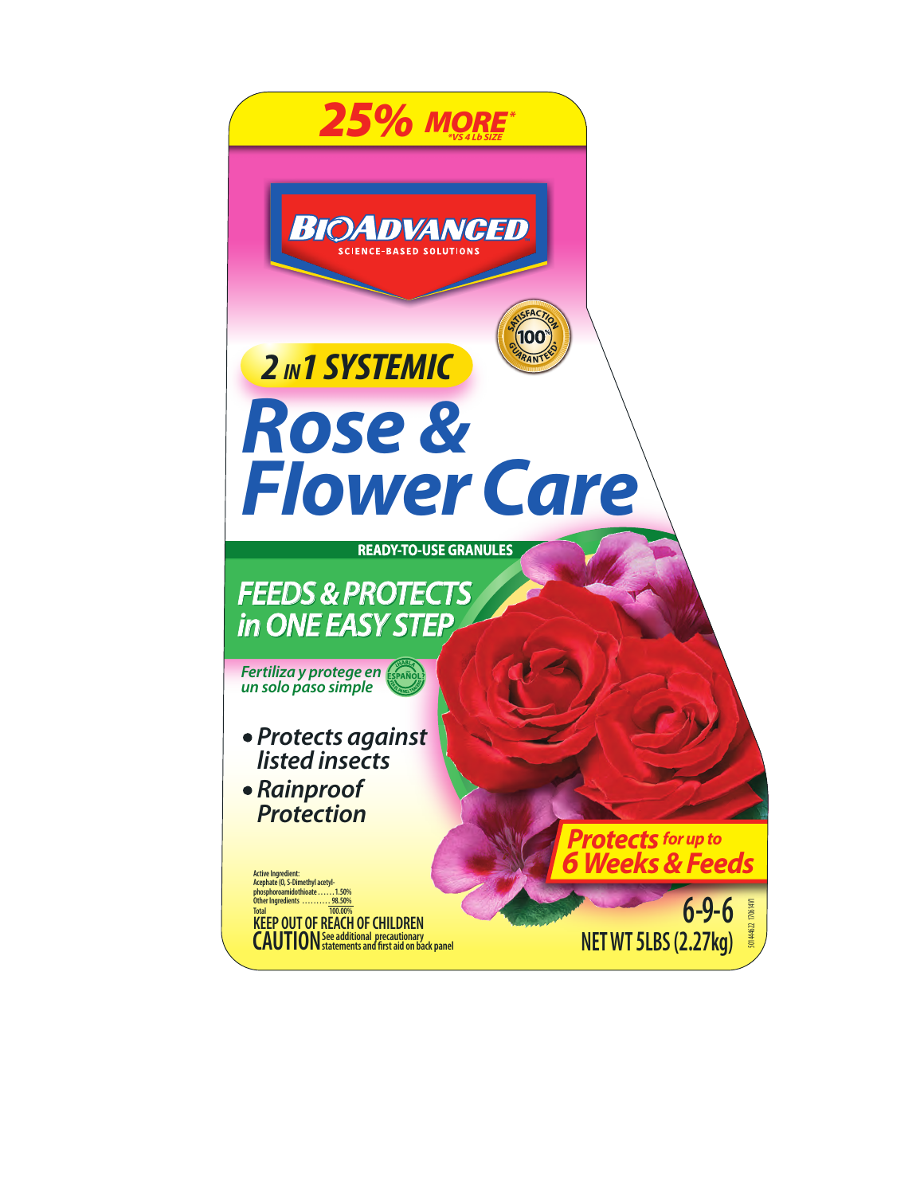**25% MORE***

*\*VS 4 Lb SIZE*

**BIOADVANCED**

SCIENCE-BASED SOLUTIONS

SATISFACTION 100% GUARANTEED*

**2 IN 1 SYSTEMIC**

# Rose & Flower Care

**READY-TO-USE GRANULES**

## FEEDS & PROTECTS in ONE EASY STEP

*Fertiliza y protege en un solo paso simple*

HABLA ESPAÑOL

- *Protects against listed insects*
- *Rainproof Protection*

**Protects** *for up to* **6 Weeks & Feeds**

Active Ingredient:

| | |
|---|---|
| Acephate (O, S-Dimethyl acetyl-phosphoroamidothioate | 1.50% |
| Other Ingredients | 98.50% |
| Total | 100.00% |

**KEEP OUT OF REACH OF CHILDREN**

**CAUTION** See additional precautionary statements and first aid on back panel

**6-9-6**

**NET WT 5LBS (2.27kg)**

50144622 170614V1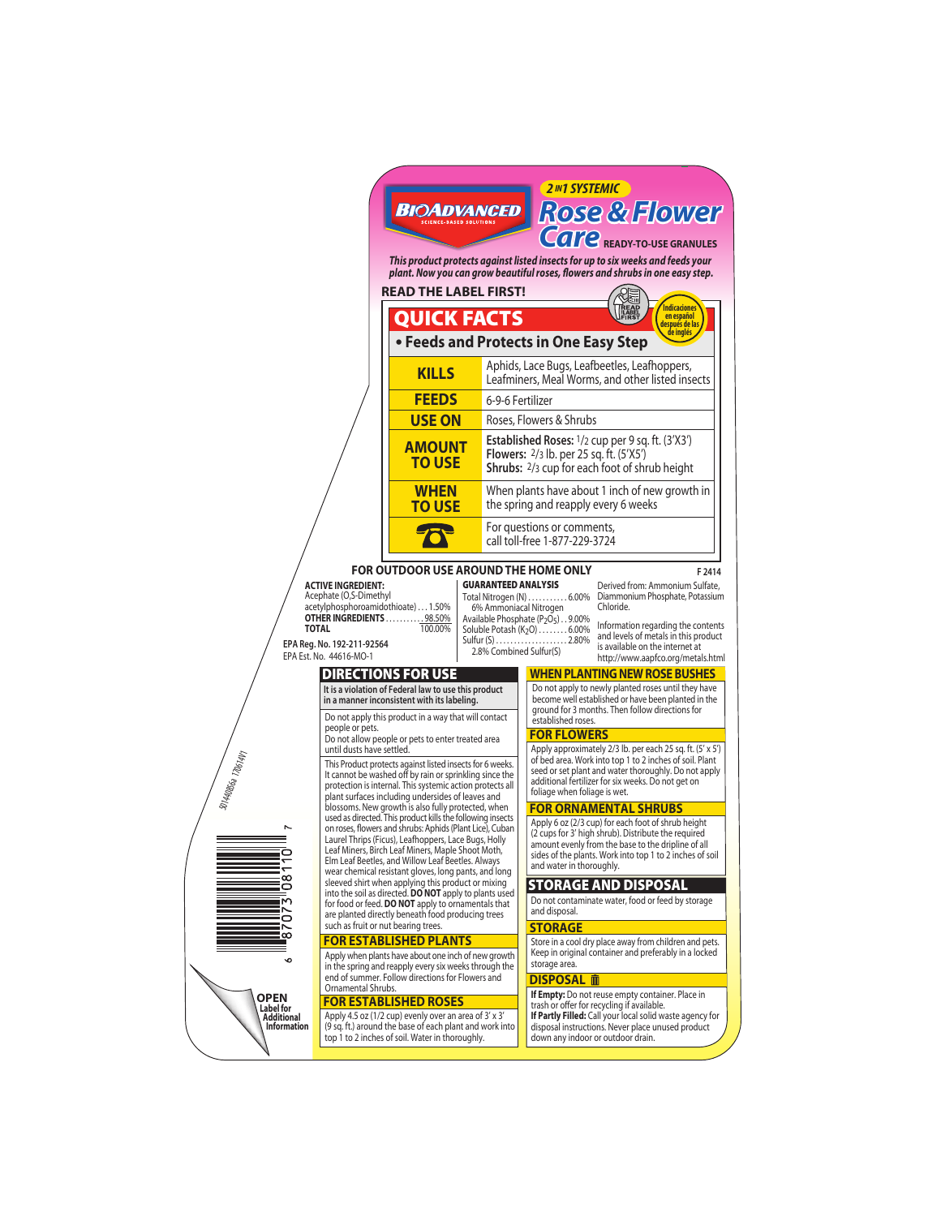**BIOADVANCED** SCIENCE-BASED SOLUTIONS

**2 IN 1 SYSTEMIC**

# Rose & Flower Care

READY-TO-USE GRANULES

*This product protects against listed insects for up to six weeks and feeds your plant. Now you can grow beautiful roses, flowers and shrubs in one easy step.*

**READ THE LABEL FIRST!**

Indicaciones en español después de las de inglés

## QUICK FACTS

**• Feeds and Protects in One Easy Step**

| | |
|---|---|
| **KILLS** | Aphids, Lace Bugs, Leafbeetles, Leafhoppers, Leafminers, Meal Worms, and other listed insects |
| **FEEDS** | 6-9-6 Fertilizer |
| **USE ON** | Roses, Flowers & Shrubs |
| **AMOUNT TO USE** | **Established Roses:** 1/2 cup per 9 sq. ft. (3'X3') **Flowers:** 2/3 lb. per 25 sq. ft. (5'X5') **Shrubs:** 2/3 cup for each foot of shrub height |
| **WHEN TO USE** | When plants have about 1 inch of new growth in the spring and reapply every 6 weeks |
| ☎ | For questions or comments, call toll-free 1-877-229-3724 |

**FOR OUTDOOR USE AROUND THE HOME ONLY**

F 2414

**ACTIVE INGREDIENT:**
Acephate (O,S-Dimethyl acetylphosphoroamidothioate) . . . 1.50%
**OTHER INGREDIENTS** . . . . . . . . . . . 98.50%
**TOTAL** 100.00%

EPA Reg. No. 192-211-92564
EPA Est. No. 44616-MO-1

**GUARANTEED ANALYSIS**
Total Nitrogen (N) . . . . . . . . . . . 6.00%
6% Ammoniacal Nitrogen
Available Phosphate ($P_2O_5$) . . 9.00%
Soluble Potash ($K_2O$) . . . . . . . . 6.00%
Sulfur (S) . . . . . . . . . . . . . . . . . . . 2.80%
2.8% Combined Sulfur(S)

Derived from: Ammonium Sulfate, Diammonium Phosphate, Potassium Chloride.

Information regarding the contents and levels of metals in this product is available on the internet at http://www.aapfco.org/metals.html

## DIRECTIONS FOR USE

It is a violation of Federal law to use this product in a manner inconsistent with its labeling.

Do not apply this product in a way that will contact people or pets.
Do not allow people or pets to enter treated area until dusts have settled.

This Product protects against listed insects for 6 weeks. It cannot be washed off by rain or sprinkling since the protection is internal. This systemic action protects all plant surfaces including undersides of leaves and blossoms. New growth is also fully protected, when used as directed. This product kills the following insects on roses, flowers and shrubs: Aphids (Plant Lice), Cuban Laurel Thrips (Ficus), Leafhoppers, Lace Bugs, Holly Leaf Miners, Birch Leaf Miners, Maple Shoot Moth, Elm Leaf Beetles, and Willow Leaf Beetles. Always wear chemical resistant gloves, long pants, and long sleeved shirt when applying this product or mixing into the soil as directed. **DO NOT** apply to plants used for food or feed. **DO NOT** apply to ornamentals that are planted directly beneath food producing trees such as fruit or nut bearing trees.

### FOR ESTABLISHED PLANTS

Apply when plants have about one inch of new growth in the spring and reapply every six weeks through the end of summer. Follow directions for Flowers and Ornamental Shrubs.

### FOR ESTABLISHED ROSES

Apply 4.5 oz (1/2 cup) evenly over an area of 3' x 3' (9 sq. ft.) around the base of each plant and work into top 1 to 2 inches of soil. Water in thoroughly.

### WHEN PLANTING NEW ROSE BUSHES

Do not apply to newly planted roses until they have become well established or have been planted in the ground for 3 months. Then follow directions for established roses.

### FOR FLOWERS

Apply approximately 2/3 lb. per each 25 sq. ft. (5' x 5') of bed area. Work into top 1 to 2 inches of soil. Plant seed or set plant and water thoroughly. Do not apply additional fertilizer for six weeks. Do not get on foliage when foliage is wet.

### FOR ORNAMENTAL SHRUBS

Apply 6 oz (2/3 cup) for each foot of shrub height (2 cups for 3' high shrub). Distribute the required amount evenly from the base to the dripline of all sides of the plants. Work into top 1 to 2 inches of soil and water in thoroughly.

## STORAGE AND DISPOSAL

Do not contaminate water, food or feed by storage and disposal.

### STORAGE

Store in a cool dry place away from children and pets. Keep in original container and preferably in a locked storage area.

### DISPOSAL

**If Empty:** Do not reuse empty container. Place in trash or offer for recycling if available.
**If Partly Filled:** Call your local solid waste agency for disposal instructions. Never place unused product down any indoor or outdoor drain.

**OPEN** Label for Additional Information

9 87073 08110 7

301440856a 17614V1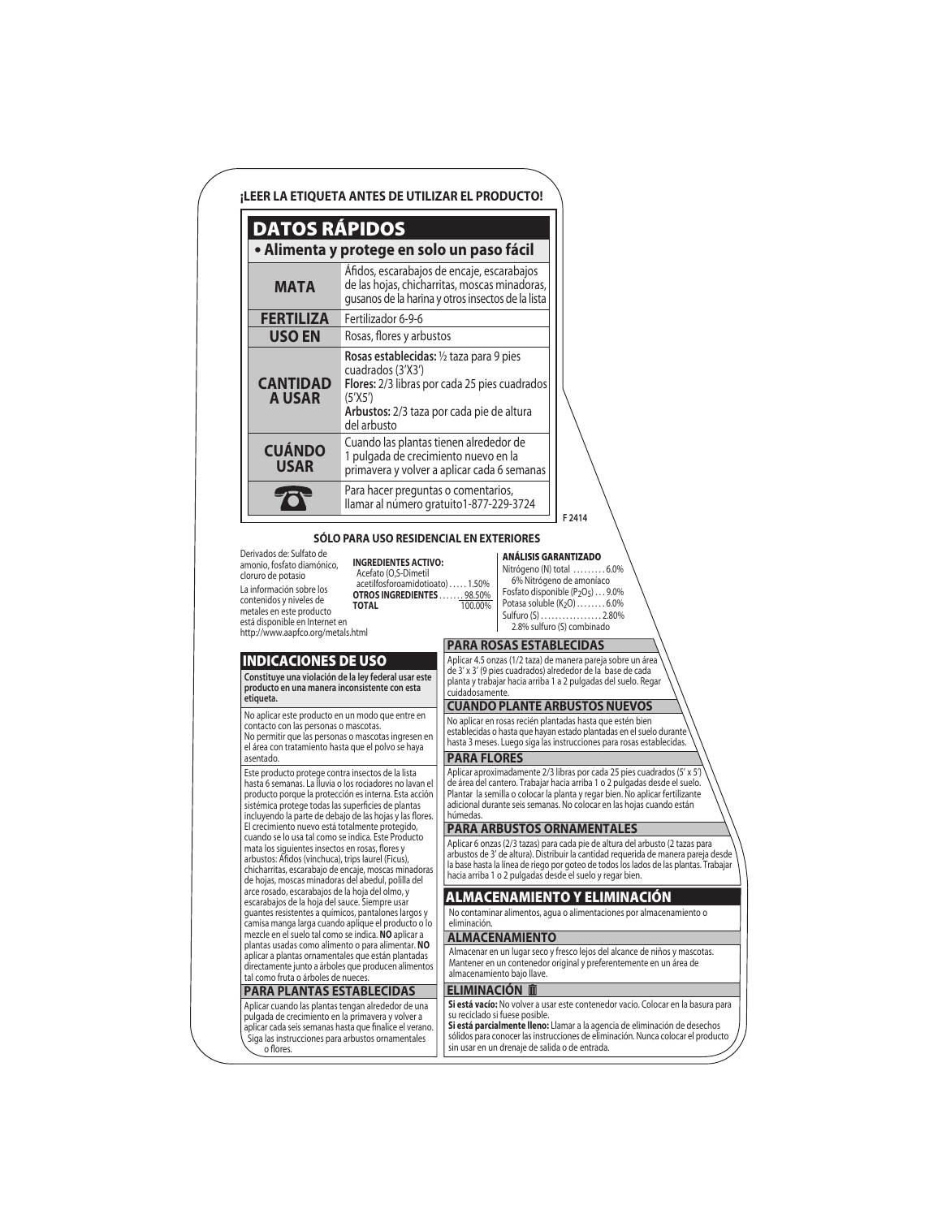**¡LEER LA ETIQUETA ANTES DE UTILIZAR EL PRODUCTO!**

# DATOS RÁPIDOS

## • Alimenta y protege en solo un paso fácil

| | |
|---|---|
| **MATA** | Áfidos, escarabajos de encaje, escarabajos de las hojas, chicharritas, moscas minadoras, gusanos de la harina y otros insectos de la lista |
| **FERTILIZA** | Fertilizador 6-9-6 |
| **USO EN** | Rosas, flores y arbustos |
| **CANTIDAD A USAR** | **Rosas establecidas:** ½ taza para 9 pies cuadrados (3'X3')<br>**Flores:** 2/3 libras por cada 25 pies cuadrados (5'X5')<br>**Arbustos:** 2/3 taza por cada pie de altura del arbusto |
| **CUÁNDO USAR** | Cuando las plantas tienen alrededor de 1 pulgada de crecimiento nuevo en la primavera y volver a aplicar cada 6 semanas |
| ☎ | Para hacer preguntas o comentarios, llamar al número gratuito1-877-229-3724 |

F 2414

**SÓLO PARA USO RESIDENCIAL EN EXTERIORES**

Derivados de: Sulfato de amonio, fosfato diamónico, cloruro de potasio

La información sobre los contenidos y niveles de metales en este producto está disponible en Internet en http://www.aapfco.org/metals.html

| **INGREDIENTES ACTIVO:** | |
|---|---|
| Acefato (O,S-Dimetil acetilfosforoamidotioato) | 1.50% |
| **OTROS INGREDIENTES** | 98.50% |
| **TOTAL** | 100.00% |

**ANÁLISIS GARANTIZADO**

| | |
|---|---|
| Nitrógeno (N) total | 6.0% |
| 6% Nitrógeno de amoníaco | |
| Fosfato disponible ($P_2O_5$) | 9.0% |
| Potasa soluble ($K_2O$) | 6.0% |
| Sulfuro (S) | 2.80% |
| 2.8% sulfuro (S) combinado | |

## INDICACIONES DE USO

**Constituye una violación de la ley federal usar este producto en una manera inconsistente con esta etiqueta.**

No aplicar este producto en un modo que entre en contacto con las personas o mascotas.
No permitir que las personas o mascotas ingresen en el área con tratamiento hasta que el polvo se haya asentado.

Este producto protege contra insectos de la lista hasta 6 semanas. La lluvia o los rociadores no lavan el producto porque la protección es interna. Esta acción sistémica protege todas las superficies de plantas incluyendo la parte de debajo de las hojas y las flores. El crecimiento nuevo está totalmente protegido, cuando se lo usa tal como se indica. Este Producto mata los siguientes insectos en rosas, flores y arbustos: Áfidos (vinchuca), trips laurel (Ficus), chicharritas, escarabajo de encaje, moscas minadoras de hojas, moscas minadoras del abedul, polilla del arce rosado, escarabajos de la hoja del olmo, y escarabajos de la hoja del sauce. Siempre usar guantes resistentes a químicos, pantalones largos y camisa manga larga cuando aplique el producto o lo mezcle en el suelo tal como se indica. **NO** aplicar a plantas usadas como alimento o para alimentar. **NO** aplicar a plantas ornamentales que están plantadas directamente junto a árboles que producen alimentos tal como fruta o árboles de nueces.

### PARA PLANTAS ESTABLECIDAS

Aplicar cuando las plantas tengan alrededor de una pulgada de crecimiento en la primavera y volver a aplicar cada seis semanas hasta que finalice el verano. Siga las instrucciones para arbustos ornamentales o flores.

### PARA ROSAS ESTABLECIDAS

Aplicar 4.5 onzas (1/2 taza) de manera pareja sobre un área de 3' x 3' (9 pies cuadrados) alrededor de la base de cada planta y trabajar hacia arriba 1 a 2 pulgadas del suelo. Regar cuidadosamente.

### CUANDO PLANTE ARBUSTOS NUEVOS

No aplicar en rosas recién plantadas hasta que estén bien establecidas o hasta que hayan estado plantadas en el suelo durante hasta 3 meses. Luego siga las instrucciones para rosas establecidas.

### PARA FLORES

Aplicar aproximadamente 2/3 libras por cada 25 pies cuadrados (5' x 5') de área del cantero. Trabajar hacia arriba 1 o 2 pulgadas desde el suelo. Plantar la semilla o colocar la planta y regar bien. No aplicar fertilizante adicional durante seis semanas. No colocar en las hojas cuando están húmedas.

### PARA ARBUSTOS ORNAMENTALES

Aplicar 6 onzas (2/3 tazas) para cada pie de altura del arbusto (2 tazas para arbustos de 3' de altura). Distribuir la cantidad requerida de manera pareja desde la base hasta la línea de riego por goteo de todos los lados de las plantas. Trabajar hacia arriba 1 o 2 pulgadas desde el suelo y regar bien.

## ALMACENAMIENTO Y ELIMINACIÓN

No contaminar alimentos, agua o alimentaciones por almacenamiento o eliminación.

### ALMACENAMIENTO

Almacenar en un lugar seco y fresco lejos del alcance de niños y mascotas. Mantener en un contenedor original y preferentemente en un área de almacenamiento bajo llave.

### ELIMINACIÓN

**Si está vacío:** No volver a usar este contenedor vacío. Colocar en la basura para su reciclado si fuese posible.
**Si está parcialmente lleno:** Llamar a la agencia de eliminación de desechos sólidos para conocer las instrucciones de eliminación. Nunca colocar el producto sin usar en un drenaje de salida o de entrada.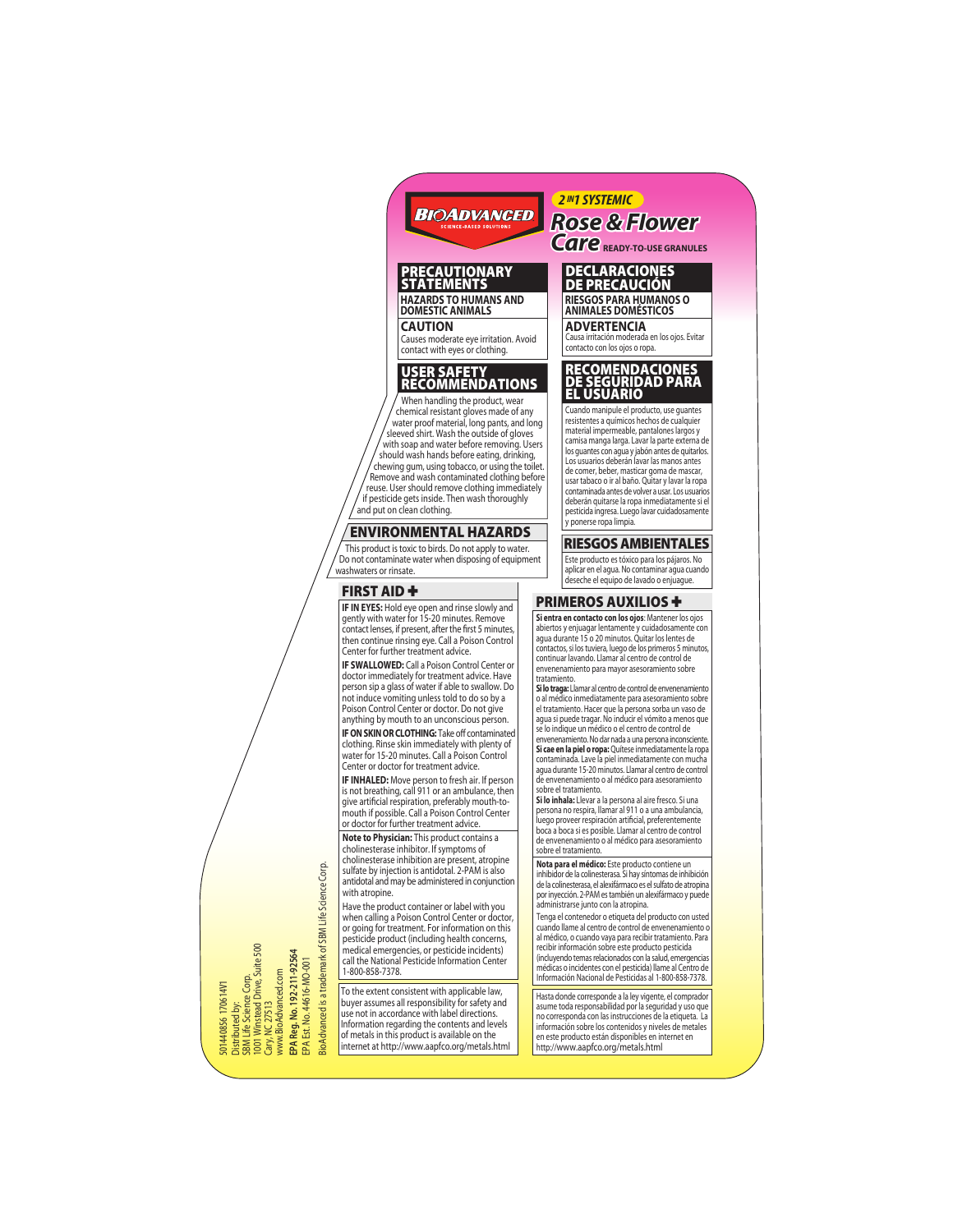BIOADVANCED
SCIENCE-BASED SOLUTIONS

2 IN 1 SYSTEMIC

# Rose & Flower Care

READY-TO-USE GRANULES

## PRECAUTIONARY STATEMENTS

### HAZARDS TO HUMANS AND DOMESTIC ANIMALS

**CAUTION**

Causes moderate eye irritation. Avoid contact with eyes or clothing.

## USER SAFETY RECOMMENDATIONS

When handling the product, wear chemical resistant gloves made of any water proof material, long pants, and long sleeved shirt. Wash the outside of gloves with soap and water before removing. Users should wash hands before eating, drinking, chewing gum, using tobacco, or using the toilet. Remove and wash contaminated clothing before reuse. User should remove clothing immediately if pesticide gets inside. Then wash thoroughly and put on clean clothing.

## ENVIRONMENTAL HAZARDS

This product is toxic to birds. Do not apply to water. Do not contaminate water when disposing of equipment washwaters or rinsate.

## FIRST AID ✚

**IF IN EYES:** Hold eye open and rinse slowly and gently with water for 15-20 minutes. Remove contact lenses, if present, after the first 5 minutes, then continue rinsing eye. Call a Poison Control Center for further treatment advice.

**IF SWALLOWED:** Call a Poison Control Center or doctor immediately for treatment advice. Have person sip a glass of water if able to swallow. Do not induce vomiting unless told to do so by a Poison Control Center or doctor. Do not give anything by mouth to an unconscious person.

**IF ON SKIN OR CLOTHING:** Take off contaminated clothing. Rinse skin immediately with plenty of water for 15-20 minutes. Call a Poison Control Center or doctor for treatment advice.

**IF INHALED:** Move person to fresh air. If person is not breathing, call 911 or an ambulance, then give artificial respiration, preferably mouth-to-mouth if possible. Call a Poison Control Center or doctor for further treatment advice.

**Note to Physician:** This product contains a cholinesterase inhibitor. If symptoms of cholinesterase inhibition are present, atropine sulfate by injection is antidotal. 2-PAM is also antidotal and may be administered in conjunction with atropine.

Have the product container or label with you when calling a Poison Control Center or doctor, or going for treatment. For information on this pesticide product (including health concerns, medical emergencies, or pesticide incidents) call the National Pesticide Information Center 1-800-858-7378.

To the extent consistent with applicable law, buyer assumes all responsibility for safety and use not in accordance with label directions. Information regarding the contents and levels of metals in this product is available on the internet at http://www.aapfco.org/metals.html

## DECLARACIONES DE PRECAUCIÓN

### RIESGOS PARA HUMANOS O ANIMALES DOMÉSTICOS

**ADVERTENCIA**

Causa irritación moderada en los ojos. Evitar contacto con los ojos o ropa.

## RECOMENDACIONES DE SEGURIDAD PARA EL USUARIO

Cuando manipule el producto, use guantes resistentes a químicos hechos de cualquier material impermeable, pantalones largos y camisa manga larga. Lavar la parte externa de los guantes con agua y jabón antes de quitarlos. Los usuarios deberán lavar las manos antes de comer, beber, masticar goma de mascar, usar tabaco o ir al baño. Quitar y lavar la ropa contaminada antes de volver a usar. Los usuarios deberán quitarse la ropa inmediatamente si el pesticida ingresa. Luego lavar cuidadosamente y ponerse ropa limpia.

## RIESGOS AMBIENTALES

Este producto es tóxico para los pájaros. No aplicar en el agua. No contaminar agua cuando deseche el equipo de lavado o enjuague.

## PRIMEROS AUXILIOS ✚

**Si entra en contacto con los ojos**: Mantener los ojos abiertos y enjuagar lentamente y cuidadosamente con agua durante 15 o 20 minutos. Quitar los lentes de contactos, si los tuviera, luego de los primeros 5 minutos, continuar lavando. Llamar al centro de control de envenenamiento para mayor asesoramiento sobre tratamiento.

**Si lo traga:** Llamar al centro de control de envenenamiento o al médico inmediatamente para asesoramiento sobre el tratamiento. Hacer que la persona sorba un vaso de agua si puede tragar. No inducir el vómito a menos que se lo indique un médico o el centro de control de envenenamiento. No dar nada a una persona inconsciente.

**Si cae en la piel o ropa:** Quítese inmediatamente la ropa contaminada. Lave la piel inmediatamente con mucha agua durante 15-20 minutos. Llamar al centro de control de envenenamiento o al médico para asesoramiento sobre el tratamiento.

**Si lo inhala:** Llevar a la persona al aire fresco. Si una persona no respira, llamar al 911 o a una ambulancia, luego proveer respiración artificial, preferentemente boca a boca si es posible. Llamar al centro de control de envenenamiento o al médico para asesoramiento sobre el tratamiento.

**Nota para el médico:** Este producto contiene un inhibidor de la colinesterasa. Si hay síntomas de inhibición de la colinesterasa, el alexifármaco es el sulfato de atropina por inyección. 2-PAM es también un alexifármaco y puede administrarse junto con la atropina.

Tenga el contenedor o etiqueta del producto con usted cuando llame al centro de control de envenenamiento o al médico, o cuando vaya para recibir tratamiento. Para recibir información sobre este producto pesticida (incluyendo temas relacionados con la salud, emergencias médicas o incidentes con el pesticida) llame al Centro de Información Nacional de Pesticidas al 1-800-858-7378.

Hasta donde corresponde a la ley vigente, el comprador asume toda responsabilidad por la seguridad y uso que no corresponda con las instrucciones de la etiqueta. La información sobre los contenidos y niveles de metales en este producto están disponibles en internet en http://www.aapfco.org/metals.html

501440856 170614V1
Distributed by:
SBM Life Science Corp.
1001 Winstead Drive, Suite 500
Cary, NC 27513
www.BioAdvanced.com
**EPA Reg. No. 192-211-92564**
EPA Est. No. 44616-MO-001
BioAdvanced is a trademark of SBM Life Science Corp.